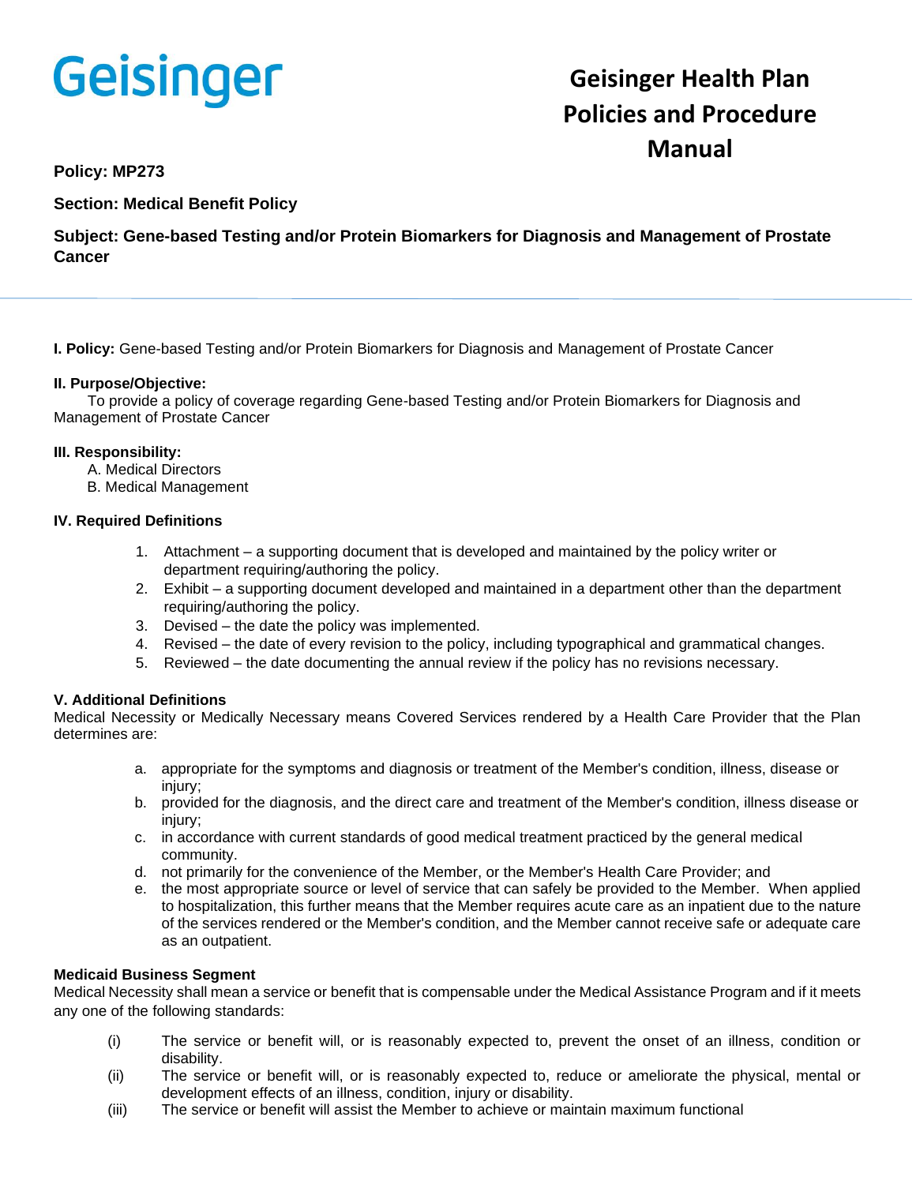Geisinger

# Geisinger Health Plan Policies and Procedure Manual

**Policy: MP273**

**Section: Medical Benefit Policy**

**Subject: Gene-based Testing and/or Protein Biomarkers for Diagnosis and Management of Prostate Cancer**

---

**I. Policy:** Gene-based Testing and/or Protein Biomarkers for Diagnosis and Management of Prostate Cancer

**II. Purpose/Objective:**

To provide a policy of coverage regarding Gene-based Testing and/or Protein Biomarkers for Diagnosis and Management of Prostate Cancer

**III. Responsibility:**

A. Medical Directors
B. Medical Management

**IV. Required Definitions**

1. Attachment – a supporting document that is developed and maintained by the policy writer or department requiring/authoring the policy.
2. Exhibit – a supporting document developed and maintained in a department other than the department requiring/authoring the policy.
3. Devised – the date the policy was implemented.
4. Revised – the date of every revision to the policy, including typographical and grammatical changes.
5. Reviewed – the date documenting the annual review if the policy has no revisions necessary.

**V. Additional Definitions**

Medical Necessity or Medically Necessary means Covered Services rendered by a Health Care Provider that the Plan determines are:

a. appropriate for the symptoms and diagnosis or treatment of the Member's condition, illness, disease or injury;
b. provided for the diagnosis, and the direct care and treatment of the Member's condition, illness disease or injury;
c. in accordance with current standards of good medical treatment practiced by the general medical community.
d. not primarily for the convenience of the Member, or the Member's Health Care Provider; and
e. the most appropriate source or level of service that can safely be provided to the Member. When applied to hospitalization, this further means that the Member requires acute care as an inpatient due to the nature of the services rendered or the Member's condition, and the Member cannot receive safe or adequate care as an outpatient.

**Medicaid Business Segment**

Medical Necessity shall mean a service or benefit that is compensable under the Medical Assistance Program and if it meets any one of the following standards:

(i) The service or benefit will, or is reasonably expected to, prevent the onset of an illness, condition or disability.
(ii) The service or benefit will, or is reasonably expected to, reduce or ameliorate the physical, mental or development effects of an illness, condition, injury or disability.
(iii) The service or benefit will assist the Member to achieve or maintain maximum functional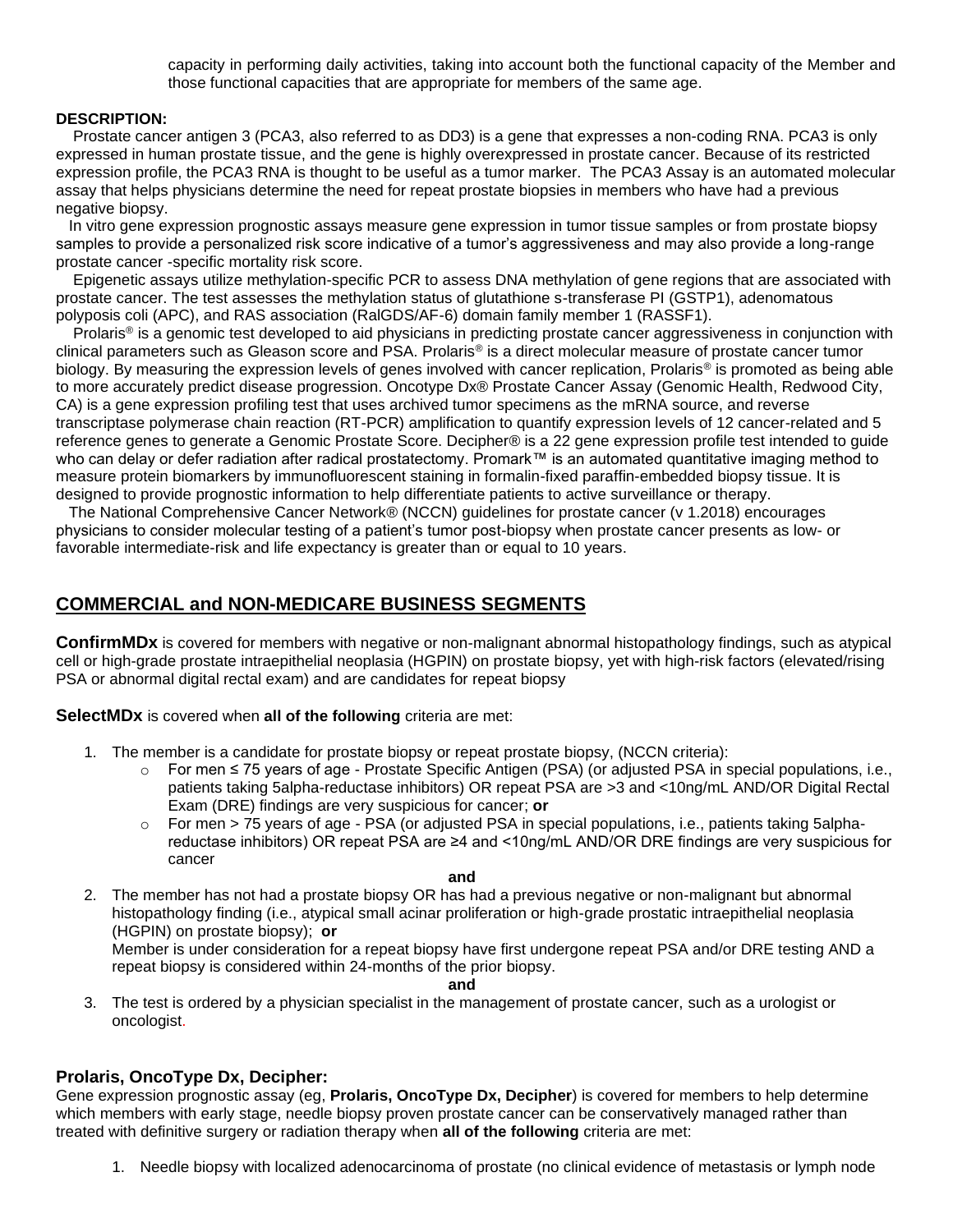capacity in performing daily activities, taking into account both the functional capacity of the Member and those functional capacities that are appropriate for members of the same age.

**DESCRIPTION:**

Prostate cancer antigen 3 (PCA3, also referred to as DD3) is a gene that expresses a non-coding RNA. PCA3 is only expressed in human prostate tissue, and the gene is highly overexpressed in prostate cancer. Because of its restricted expression profile, the PCA3 RNA is thought to be useful as a tumor marker. The PCA3 Assay is an automated molecular assay that helps physicians determine the need for repeat prostate biopsies in members who have had a previous negative biopsy.

In vitro gene expression prognostic assays measure gene expression in tumor tissue samples or from prostate biopsy samples to provide a personalized risk score indicative of a tumor's aggressiveness and may also provide a long-range prostate cancer -specific mortality risk score.

Epigenetic assays utilize methylation-specific PCR to assess DNA methylation of gene regions that are associated with prostate cancer. The test assesses the methylation status of glutathione s-transferase PI (GSTP1), adenomatous polyposis coli (APC), and RAS association (RalGDS/AF-6) domain family member 1 (RASSF1).

Prolaris® is a genomic test developed to aid physicians in predicting prostate cancer aggressiveness in conjunction with clinical parameters such as Gleason score and PSA. Prolaris® is a direct molecular measure of prostate cancer tumor biology. By measuring the expression levels of genes involved with cancer replication, Prolaris® is promoted as being able to more accurately predict disease progression. Oncotype Dx® Prostate Cancer Assay (Genomic Health, Redwood City, CA) is a gene expression profiling test that uses archived tumor specimens as the mRNA source, and reverse transcriptase polymerase chain reaction (RT-PCR) amplification to quantify expression levels of 12 cancer-related and 5 reference genes to generate a Genomic Prostate Score. Decipher® is a 22 gene expression profile test intended to guide who can delay or defer radiation after radical prostatectomy. Promark™ is an automated quantitative imaging method to measure protein biomarkers by immunofluorescent staining in formalin-fixed paraffin-embedded biopsy tissue. It is designed to provide prognostic information to help differentiate patients to active surveillance or therapy.

The National Comprehensive Cancer Network® (NCCN) guidelines for prostate cancer (v 1.2018) encourages physicians to consider molecular testing of a patient's tumor post-biopsy when prostate cancer presents as low- or favorable intermediate-risk and life expectancy is greater than or equal to 10 years.

## COMMERCIAL and NON-MEDICARE BUSINESS SEGMENTS

**ConfirmMDx** is covered for members with negative or non-malignant abnormal histopathology findings, such as atypical cell or high-grade prostate intraepithelial neoplasia (HGPIN) on prostate biopsy, yet with high-risk factors (elevated/rising PSA or abnormal digital rectal exam) and are candidates for repeat biopsy

**SelectMDx** is covered when **all of the following** criteria are met:

1. The member is a candidate for prostate biopsy or repeat prostate biopsy, (NCCN criteria):
   - For men ≤ 75 years of age - Prostate Specific Antigen (PSA) (or adjusted PSA in special populations, i.e., patients taking 5alpha-reductase inhibitors) OR repeat PSA are >3 and <10ng/mL AND/OR Digital Rectal Exam (DRE) findings are very suspicious for cancer; **or**
   - For men > 75 years of age - PSA (or adjusted PSA in special populations, i.e., patients taking 5alpha-reductase inhibitors) OR repeat PSA are ≥4 and <10ng/mL AND/OR DRE findings are very suspicious for cancer

   **and**

2. The member has not had a prostate biopsy OR has had a previous negative or non-malignant but abnormal histopathology finding (i.e., atypical small acinar proliferation or high-grade prostatic intraepithelial neoplasia (HGPIN) on prostate biopsy); **or**
   Member is under consideration for a repeat biopsy have first undergone repeat PSA and/or DRE testing AND a repeat biopsy is considered within 24-months of the prior biopsy.

   **and**

3. The test is ordered by a physician specialist in the management of prostate cancer, such as a urologist or oncologist.

### Prolaris, OncoType Dx, Decipher:

Gene expression prognostic assay (eg, **Prolaris, OncoType Dx, Decipher**) is covered for members to help determine which members with early stage, needle biopsy proven prostate cancer can be conservatively managed rather than treated with definitive surgery or radiation therapy when **all of the following** criteria are met:

1. Needle biopsy with localized adenocarcinoma of prostate (no clinical evidence of metastasis or lymph node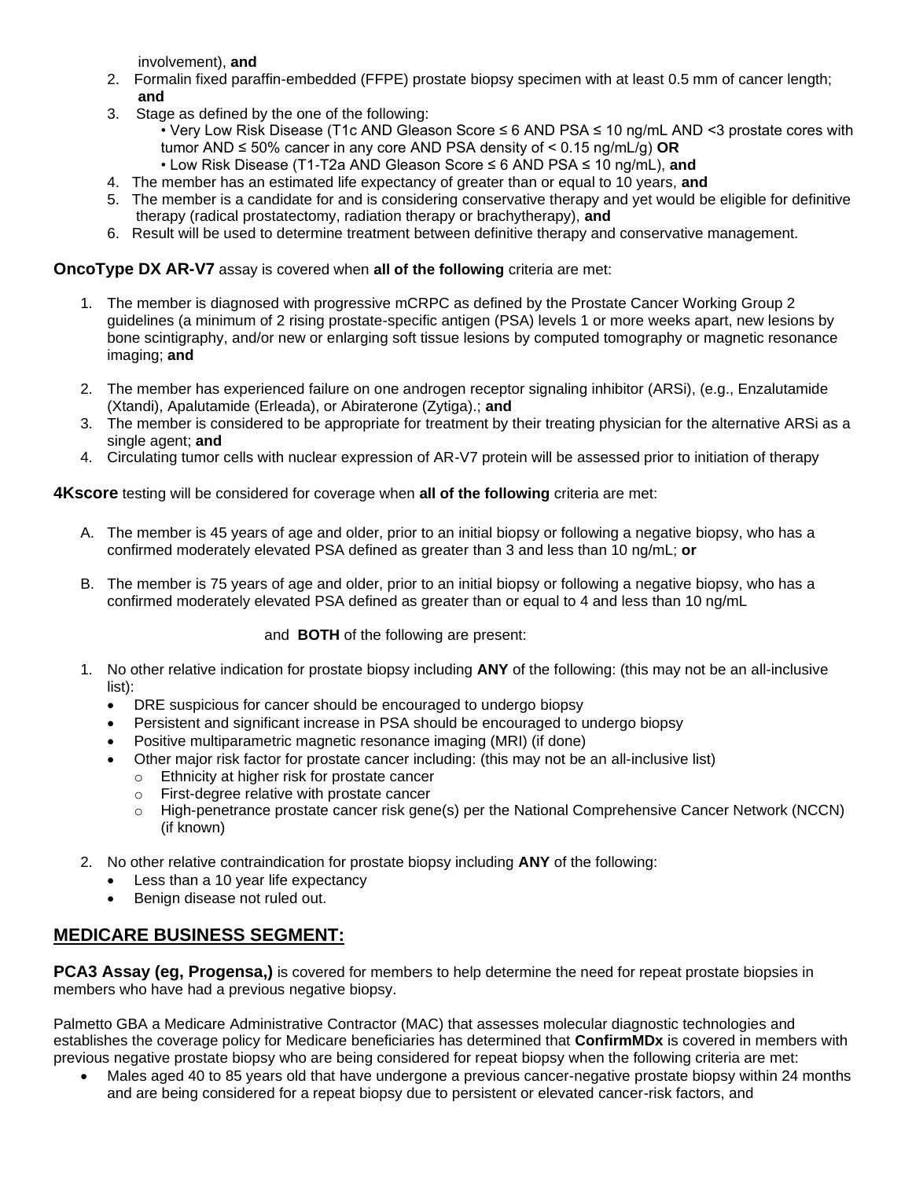involvement), **and**

2. Formalin fixed paraffin-embedded (FFPE) prostate biopsy specimen with at least 0.5 mm of cancer length; **and**
3. Stage as defined by the one of the following:
   - Very Low Risk Disease (T1c AND Gleason Score ≤ 6 AND PSA ≤ 10 ng/mL AND <3 prostate cores with tumor AND ≤ 50% cancer in any core AND PSA density of < 0.15 ng/mL/g) **OR**
   - Low Risk Disease (T1-T2a AND Gleason Score ≤ 6 AND PSA ≤ 10 ng/mL), **and**
4. The member has an estimated life expectancy of greater than or equal to 10 years, **and**
5. The member is a candidate for and is considering conservative therapy and yet would be eligible for definitive therapy (radical prostatectomy, radiation therapy or brachytherapy), **and**
6. Result will be used to determine treatment between definitive therapy and conservative management.

**OncoType DX AR-V7** assay is covered when **all of the following** criteria are met:

1. The member is diagnosed with progressive mCRPC as defined by the Prostate Cancer Working Group 2 guidelines (a minimum of 2 rising prostate-specific antigen (PSA) levels 1 or more weeks apart, new lesions by bone scintigraphy, and/or new or enlarging soft tissue lesions by computed tomography or magnetic resonance imaging; **and**
2. The member has experienced failure on one androgen receptor signaling inhibitor (ARSi), (e.g., Enzalutamide (Xtandi), Apalutamide (Erleada), or Abiraterone (Zytiga).; **and**
3. The member is considered to be appropriate for treatment by their treating physician for the alternative ARSi as a single agent; **and**
4. Circulating tumor cells with nuclear expression of AR-V7 protein will be assessed prior to initiation of therapy

**4Kscore** testing will be considered for coverage when **all of the following** criteria are met:

A. The member is 45 years of age and older, prior to an initial biopsy or following a negative biopsy, who has a confirmed moderately elevated PSA defined as greater than 3 and less than 10 ng/mL; **or**

B. The member is 75 years of age and older, prior to an initial biopsy or following a negative biopsy, who has a confirmed moderately elevated PSA defined as greater than or equal to 4 and less than 10 ng/mL

and **BOTH** of the following are present:

1. No other relative indication for prostate biopsy including **ANY** of the following: (this may not be an all-inclusive list):
   - DRE suspicious for cancer should be encouraged to undergo biopsy
   - Persistent and significant increase in PSA should be encouraged to undergo biopsy
   - Positive multiparametric magnetic resonance imaging (MRI) (if done)
   - Other major risk factor for prostate cancer including: (this may not be an all-inclusive list)
     - Ethnicity at higher risk for prostate cancer
     - First-degree relative with prostate cancer
     - High-penetrance prostate cancer risk gene(s) per the National Comprehensive Cancer Network (NCCN) (if known)
2. No other relative contraindication for prostate biopsy including **ANY** of the following:
   - Less than a 10 year life expectancy
   - Benign disease not ruled out.

## MEDICARE BUSINESS SEGMENT:

**PCA3 Assay (eg, Progensa,)** is covered for members to help determine the need for repeat prostate biopsies in members who have had a previous negative biopsy.

Palmetto GBA a Medicare Administrative Contractor (MAC) that assesses molecular diagnostic technologies and establishes the coverage policy for Medicare beneficiaries has determined that **ConfirmMDx** is covered in members with previous negative prostate biopsy who are being considered for repeat biopsy when the following criteria are met:

- Males aged 40 to 85 years old that have undergone a previous cancer-negative prostate biopsy within 24 months and are being considered for a repeat biopsy due to persistent or elevated cancer-risk factors, and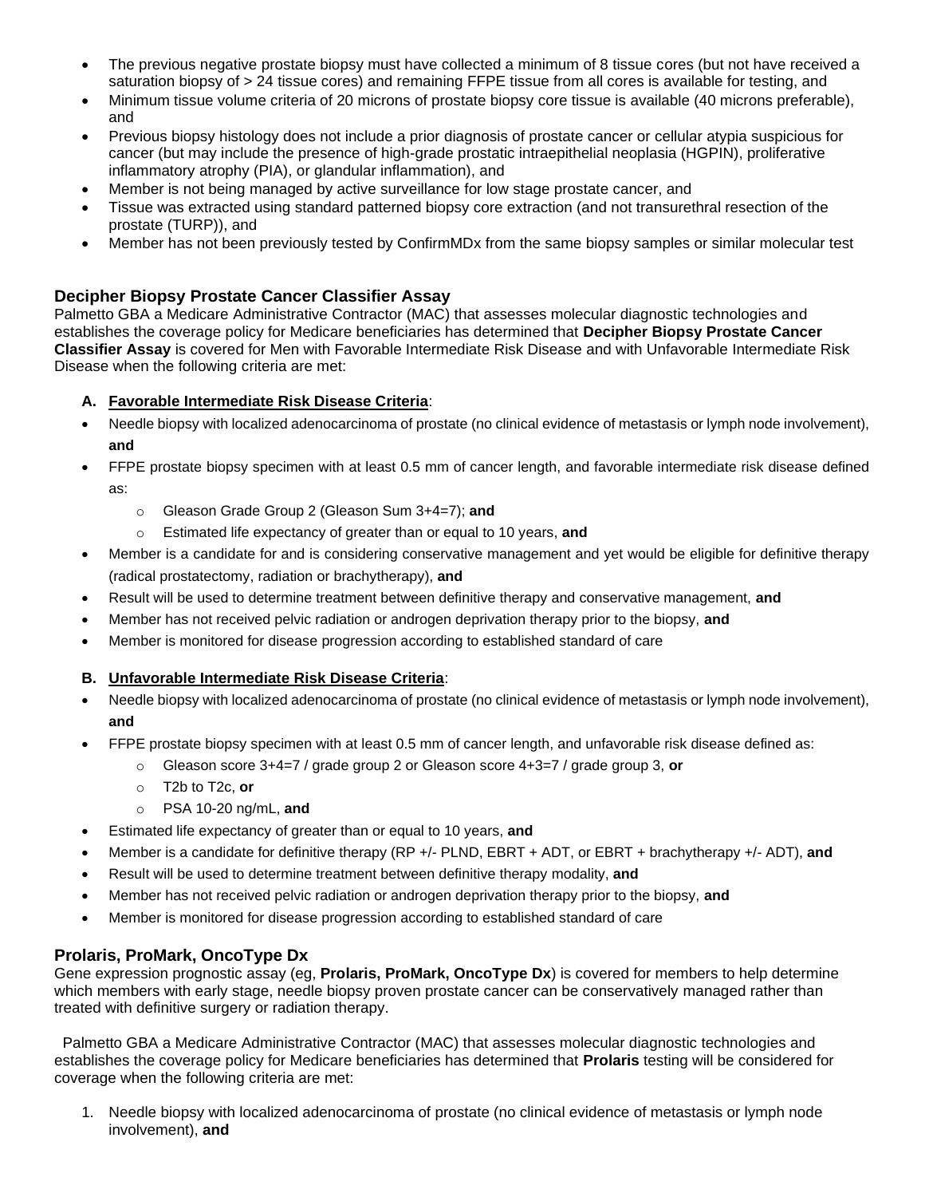- The previous negative prostate biopsy must have collected a minimum of 8 tissue cores (but not have received a saturation biopsy of > 24 tissue cores) and remaining FFPE tissue from all cores is available for testing, and
- Minimum tissue volume criteria of 20 microns of prostate biopsy core tissue is available (40 microns preferable), and
- Previous biopsy histology does not include a prior diagnosis of prostate cancer or cellular atypia suspicious for cancer (but may include the presence of high-grade prostatic intraepithelial neoplasia (HGPIN), proliferative inflammatory atrophy (PIA), or glandular inflammation), and
- Member is not being managed by active surveillance for low stage prostate cancer, and
- Tissue was extracted using standard patterned biopsy core extraction (and not transurethral resection of the prostate (TURP)), and
- Member has not been previously tested by ConfirmMDx from the same biopsy samples or similar molecular test

### Decipher Biopsy Prostate Cancer Classifier Assay

Palmetto GBA a Medicare Administrative Contractor (MAC) that assesses molecular diagnostic technologies and establishes the coverage policy for Medicare beneficiaries has determined that **Decipher Biopsy Prostate Cancer Classifier Assay** is covered for Men with Favorable Intermediate Risk Disease and with Unfavorable Intermediate Risk Disease when the following criteria are met:

**A. Favorable Intermediate Risk Disease Criteria**:

- Needle biopsy with localized adenocarcinoma of prostate (no clinical evidence of metastasis or lymph node involvement), **and**
- FFPE prostate biopsy specimen with at least 0.5 mm of cancer length, and favorable intermediate risk disease defined as:
  - Gleason Grade Group 2 (Gleason Sum 3+4=7); **and**
  - Estimated life expectancy of greater than or equal to 10 years, **and**
- Member is a candidate for and is considering conservative management and yet would be eligible for definitive therapy (radical prostatectomy, radiation or brachytherapy), **and**
- Result will be used to determine treatment between definitive therapy and conservative management, **and**
- Member has not received pelvic radiation or androgen deprivation therapy prior to the biopsy, **and**
- Member is monitored for disease progression according to established standard of care

**B. Unfavorable Intermediate Risk Disease Criteria**:

- Needle biopsy with localized adenocarcinoma of prostate (no clinical evidence of metastasis or lymph node involvement), **and**
- FFPE prostate biopsy specimen with at least 0.5 mm of cancer length, and unfavorable risk disease defined as:
  - Gleason score 3+4=7 / grade group 2 or Gleason score 4+3=7 / grade group 3, **or**
  - T2b to T2c, **or**
  - PSA 10-20 ng/mL, **and**
- Estimated life expectancy of greater than or equal to 10 years, **and**
- Member is a candidate for definitive therapy (RP +/- PLND, EBRT + ADT, or EBRT + brachytherapy +/- ADT), **and**
- Result will be used to determine treatment between definitive therapy modality, **and**
- Member has not received pelvic radiation or androgen deprivation therapy prior to the biopsy, **and**
- Member is monitored for disease progression according to established standard of care

### Prolaris, ProMark, OncoType Dx

Gene expression prognostic assay (eg, **Prolaris, ProMark, OncoType Dx**) is covered for members to help determine which members with early stage, needle biopsy proven prostate cancer can be conservatively managed rather than treated with definitive surgery or radiation therapy.

Palmetto GBA a Medicare Administrative Contractor (MAC) that assesses molecular diagnostic technologies and establishes the coverage policy for Medicare beneficiaries has determined that **Prolaris** testing will be considered for coverage when the following criteria are met:

1. Needle biopsy with localized adenocarcinoma of prostate (no clinical evidence of metastasis or lymph node involvement), **and**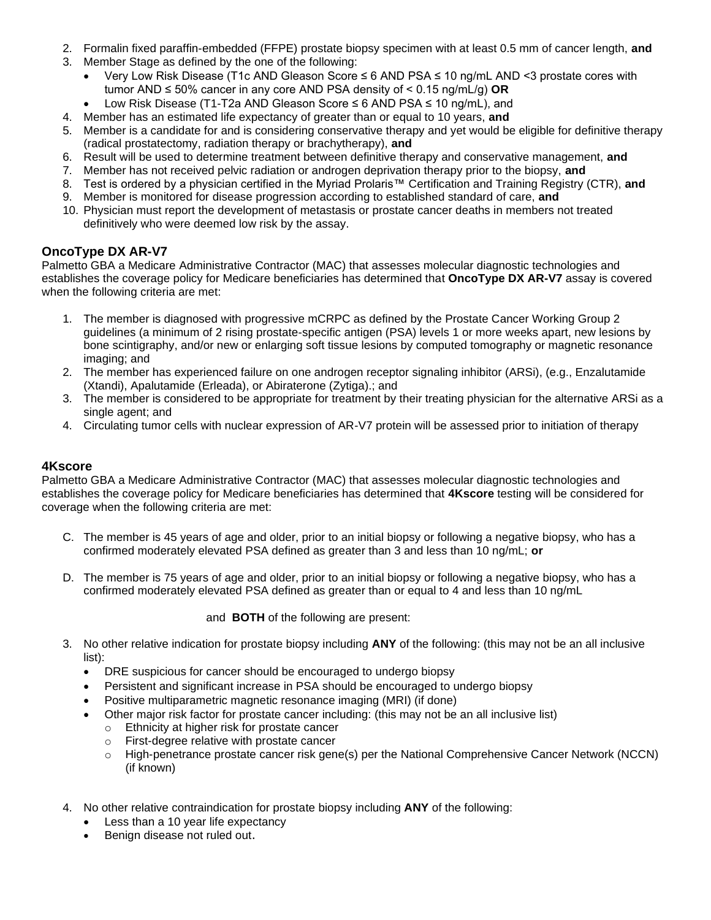2. Formalin fixed paraffin-embedded (FFPE) prostate biopsy specimen with at least 0.5 mm of cancer length, **and**
3. Member Stage as defined by the one of the following:
   - Very Low Risk Disease (T1c AND Gleason Score ≤ 6 AND PSA ≤ 10 ng/mL AND <3 prostate cores with tumor AND ≤ 50% cancer in any core AND PSA density of < 0.15 ng/mL/g) **OR**
   - Low Risk Disease (T1-T2a AND Gleason Score ≤ 6 AND PSA ≤ 10 ng/mL), and
4. Member has an estimated life expectancy of greater than or equal to 10 years, **and**
5. Member is a candidate for and is considering conservative therapy and yet would be eligible for definitive therapy (radical prostatectomy, radiation therapy or brachytherapy), **and**
6. Result will be used to determine treatment between definitive therapy and conservative management, **and**
7. Member has not received pelvic radiation or androgen deprivation therapy prior to the biopsy, **and**
8. Test is ordered by a physician certified in the Myriad Prolaris™ Certification and Training Registry (CTR), **and**
9. Member is monitored for disease progression according to established standard of care, **and**
10. Physician must report the development of metastasis or prostate cancer deaths in members not treated definitively who were deemed low risk by the assay.

### OncoType DX AR-V7

Palmetto GBA a Medicare Administrative Contractor (MAC) that assesses molecular diagnostic technologies and establishes the coverage policy for Medicare beneficiaries has determined that **OncoType DX AR-V7** assay is covered when the following criteria are met:

1. The member is diagnosed with progressive mCRPC as defined by the Prostate Cancer Working Group 2 guidelines (a minimum of 2 rising prostate-specific antigen (PSA) levels 1 or more weeks apart, new lesions by bone scintigraphy, and/or new or enlarging soft tissue lesions by computed tomography or magnetic resonance imaging; and
2. The member has experienced failure on one androgen receptor signaling inhibitor (ARSi), (e.g., Enzalutamide (Xtandi), Apalutamide (Erleada), or Abiraterone (Zytiga).; and
3. The member is considered to be appropriate for treatment by their treating physician for the alternative ARSi as a single agent; and
4. Circulating tumor cells with nuclear expression of AR-V7 protein will be assessed prior to initiation of therapy

### 4Kscore

Palmetto GBA a Medicare Administrative Contractor (MAC) that assesses molecular diagnostic technologies and establishes the coverage policy for Medicare beneficiaries has determined that **4Kscore** testing will be considered for coverage when the following criteria are met:

C. The member is 45 years of age and older, prior to an initial biopsy or following a negative biopsy, who has a confirmed moderately elevated PSA defined as greater than 3 and less than 10 ng/mL; **or**

D. The member is 75 years of age and older, prior to an initial biopsy or following a negative biopsy, who has a confirmed moderately elevated PSA defined as greater than or equal to 4 and less than 10 ng/mL

and **BOTH** of the following are present:

3. No other relative indication for prostate biopsy including **ANY** of the following: (this may not be an all inclusive list):
   - DRE suspicious for cancer should be encouraged to undergo biopsy
   - Persistent and significant increase in PSA should be encouraged to undergo biopsy
   - Positive multiparametric magnetic resonance imaging (MRI) (if done)
   - Other major risk factor for prostate cancer including: (this may not be an all inclusive list)
     - Ethnicity at higher risk for prostate cancer
     - First-degree relative with prostate cancer
     - High-penetrance prostate cancer risk gene(s) per the National Comprehensive Cancer Network (NCCN) (if known)

4. No other relative contraindication for prostate biopsy including **ANY** of the following:
   - Less than a 10 year life expectancy
   - Benign disease not ruled out.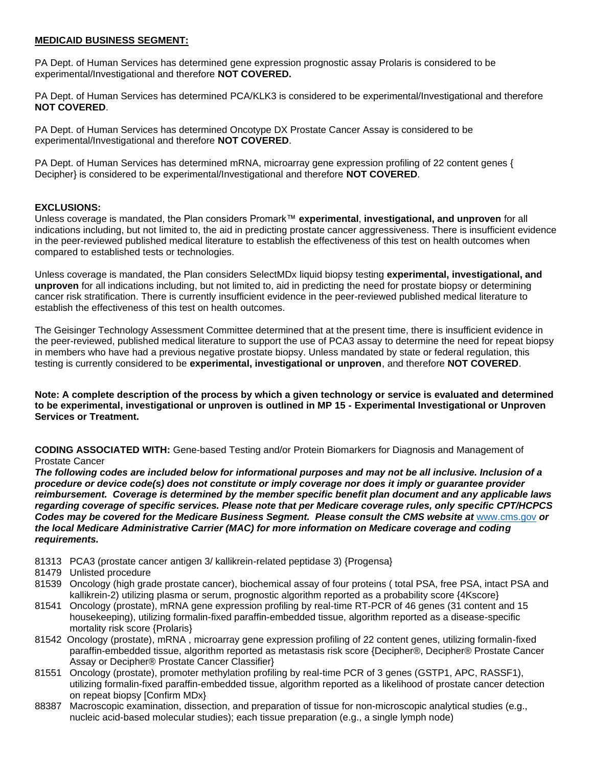**MEDICAID BUSINESS SEGMENT:**

PA Dept. of Human Services has determined gene expression prognostic assay Prolaris is considered to be experimental/Investigational and therefore **NOT COVERED.**

PA Dept. of Human Services has determined PCA/KLK3 is considered to be experimental/Investigational and therefore **NOT COVERED**.

PA Dept. of Human Services has determined Oncotype DX Prostate Cancer Assay is considered to be experimental/Investigational and therefore **NOT COVERED**.

PA Dept. of Human Services has determined mRNA, microarray gene expression profiling of 22 content genes { Decipher} is considered to be experimental/Investigational and therefore **NOT COVERED**.

**EXCLUSIONS:**

Unless coverage is mandated, the Plan considers Promark™ **experimental**, **investigational, and unproven** for all indications including, but not limited to, the aid in predicting prostate cancer aggressiveness. There is insufficient evidence in the peer-reviewed published medical literature to establish the effectiveness of this test on health outcomes when compared to established tests or technologies.

Unless coverage is mandated, the Plan considers SelectMDx liquid biopsy testing **experimental, investigational, and unproven** for all indications including, but not limited to, aid in predicting the need for prostate biopsy or determining cancer risk stratification. There is currently insufficient evidence in the peer-reviewed published medical literature to establish the effectiveness of this test on health outcomes.

The Geisinger Technology Assessment Committee determined that at the present time, there is insufficient evidence in the peer-reviewed, published medical literature to support the use of PCA3 assay to determine the need for repeat biopsy in members who have had a previous negative prostate biopsy. Unless mandated by state or federal regulation, this testing is currently considered to be **experimental, investigational or unproven**, and therefore **NOT COVERED**.

**Note: A complete description of the process by which a given technology or service is evaluated and determined to be experimental, investigational or unproven is outlined in MP 15 - Experimental Investigational or Unproven Services or Treatment.**

**CODING ASSOCIATED WITH:** Gene-based Testing and/or Protein Biomarkers for Diagnosis and Management of Prostate Cancer

***The following codes are included below for informational purposes and may not be all inclusive. Inclusion of a procedure or device code(s) does not constitute or imply coverage nor does it imply or guarantee provider reimbursement. Coverage is determined by the member specific benefit plan document and any applicable laws regarding coverage of specific services. Please note that per Medicare coverage rules, only specific CPT/HCPCS Codes may be covered for the Medicare Business Segment. Please consult the CMS website at*** www.cms.gov ***or the local Medicare Administrative Carrier (MAC) for more information on Medicare coverage and coding requirements.***

81313 PCA3 (prostate cancer antigen 3/ kallikrein-related peptidase 3) {Progensa}
81479 Unlisted procedure
81539 Oncology (high grade prostate cancer), biochemical assay of four proteins ( total PSA, free PSA, intact PSA and kallikrein-2) utilizing plasma or serum, prognostic algorithm reported as a probability score {4Kscore}
81541 Oncology (prostate), mRNA gene expression profiling by real-time RT-PCR of 46 genes (31 content and 15 housekeeping), utilizing formalin-fixed paraffin-embedded tissue, algorithm reported as a disease-specific mortality risk score {Prolaris}
81542 Oncology (prostate), mRNA , microarray gene expression profiling of 22 content genes, utilizing formalin-fixed paraffin-embedded tissue, algorithm reported as metastasis risk score {Decipher®, Decipher® Prostate Cancer Assay or Decipher® Prostate Cancer Classifier}
81551 Oncology (prostate), promoter methylation profiling by real-time PCR of 3 genes (GSTP1, APC, RASSF1), utilizing formalin-fixed paraffin-embedded tissue, algorithm reported as a likelihood of prostate cancer detection on repeat biopsy [Confirm MDx}
88387 Macroscopic examination, dissection, and preparation of tissue for non-microscopic analytical studies (e.g., nucleic acid-based molecular studies); each tissue preparation (e.g., a single lymph node)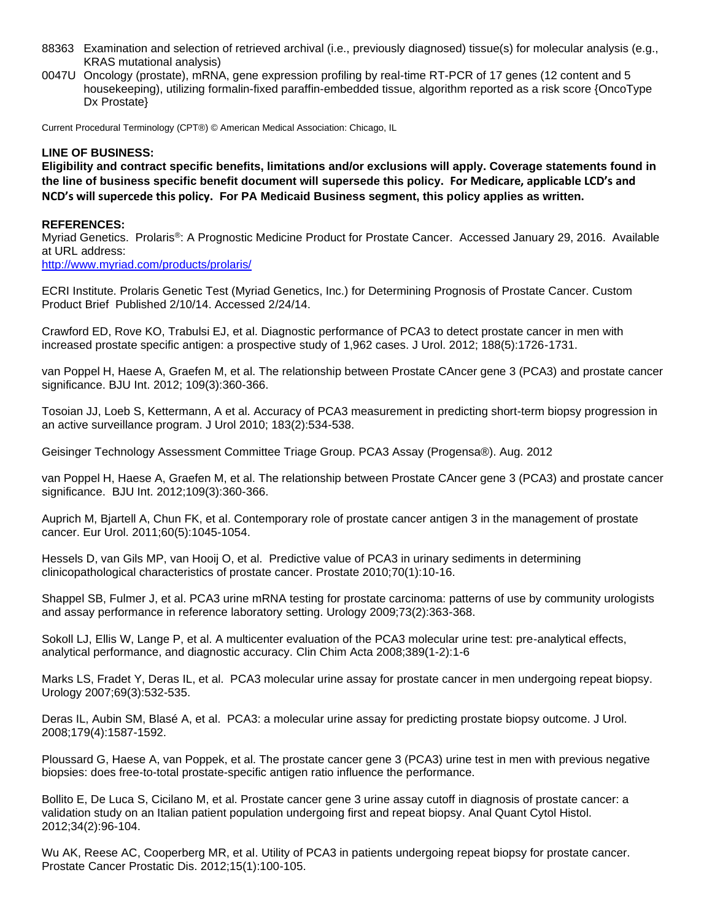88363 Examination and selection of retrieved archival (i.e., previously diagnosed) tissue(s) for molecular analysis (e.g., KRAS mutational analysis)

0047U Oncology (prostate), mRNA, gene expression profiling by real-time RT-PCR of 17 genes (12 content and 5 housekeeping), utilizing formalin-fixed paraffin-embedded tissue, algorithm reported as a risk score {OncoType Dx Prostate}

Current Procedural Terminology (CPT®) © American Medical Association: Chicago, IL

**LINE OF BUSINESS:**

**Eligibility and contract specific benefits, limitations and/or exclusions will apply. Coverage statements found in the line of business specific benefit document will supersede this policy. For Medicare, applicable LCD's and NCD's will supercede this policy. For PA Medicaid Business segment, this policy applies as written.**

**REFERENCES:**

Myriad Genetics. Prolaris®: A Prognostic Medicine Product for Prostate Cancer. Accessed January 29, 2016. Available at URL address:
http://www.myriad.com/products/prolaris/

ECRI Institute. Prolaris Genetic Test (Myriad Genetics, Inc.) for Determining Prognosis of Prostate Cancer. Custom Product Brief Published 2/10/14. Accessed 2/24/14.

Crawford ED, Rove KO, Trabulsi EJ, et al. Diagnostic performance of PCA3 to detect prostate cancer in men with increased prostate specific antigen: a prospective study of 1,962 cases. J Urol. 2012; 188(5):1726-1731.

van Poppel H, Haese A, Graefen M, et al. The relationship between Prostate CAncer gene 3 (PCA3) and prostate cancer significance. BJU Int. 2012; 109(3):360-366.

Tosoian JJ, Loeb S, Kettermann, A et al. Accuracy of PCA3 measurement in predicting short-term biopsy progression in an active surveillance program. J Urol 2010; 183(2):534-538.

Geisinger Technology Assessment Committee Triage Group. PCA3 Assay (Progensa®). Aug. 2012

van Poppel H, Haese A, Graefen M, et al. The relationship between Prostate CAncer gene 3 (PCA3) and prostate cancer significance. BJU Int. 2012;109(3):360-366.

Auprich M, Bjartell A, Chun FK, et al. Contemporary role of prostate cancer antigen 3 in the management of prostate cancer. Eur Urol. 2011;60(5):1045-1054.

Hessels D, van Gils MP, van Hooij O, et al. Predictive value of PCA3 in urinary sediments in determining clinicopathological characteristics of prostate cancer. Prostate 2010;70(1):10-16.

Shappel SB, Fulmer J, et al. PCA3 urine mRNA testing for prostate carcinoma: patterns of use by community urologists and assay performance in reference laboratory setting. Urology 2009;73(2):363-368.

Sokoll LJ, Ellis W, Lange P, et al. A multicenter evaluation of the PCA3 molecular urine test: pre-analytical effects, analytical performance, and diagnostic accuracy. Clin Chim Acta 2008;389(1-2):1-6

Marks LS, Fradet Y, Deras IL, et al. PCA3 molecular urine assay for prostate cancer in men undergoing repeat biopsy. Urology 2007;69(3):532-535.

Deras IL, Aubin SM, Blasé A, et al. PCA3: a molecular urine assay for predicting prostate biopsy outcome. J Urol. 2008;179(4):1587-1592.

Ploussard G, Haese A, van Poppek, et al. The prostate cancer gene 3 (PCA3) urine test in men with previous negative biopsies: does free-to-total prostate-specific antigen ratio influence the performance.

Bollito E, De Luca S, Cicilano M, et al. Prostate cancer gene 3 urine assay cutoff in diagnosis of prostate cancer: a validation study on an Italian patient population undergoing first and repeat biopsy. Anal Quant Cytol Histol. 2012;34(2):96-104.

Wu AK, Reese AC, Cooperberg MR, et al. Utility of PCA3 in patients undergoing repeat biopsy for prostate cancer. Prostate Cancer Prostatic Dis. 2012;15(1):100-105.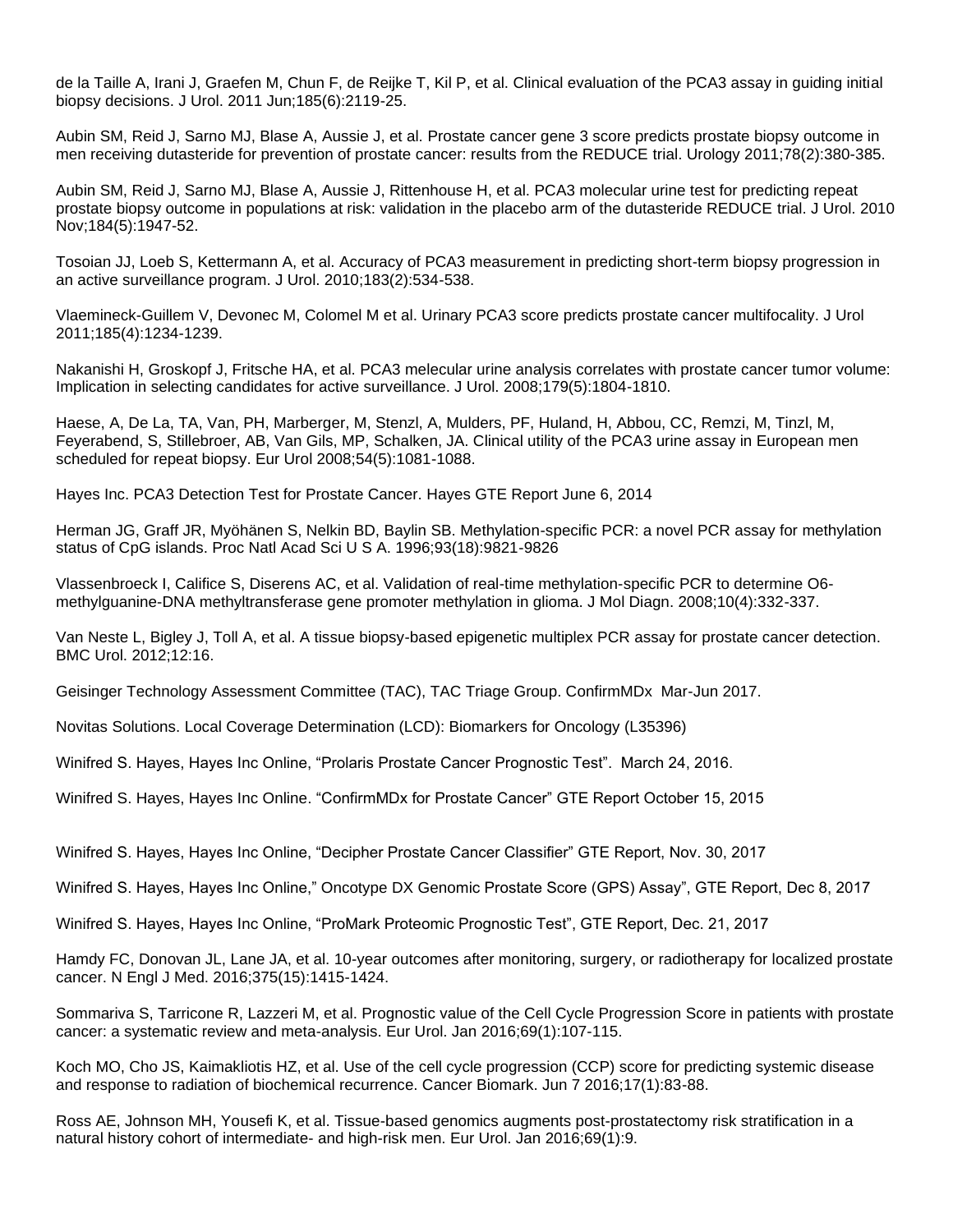de la Taille A, Irani J, Graefen M, Chun F, de Reijke T, Kil P, et al. Clinical evaluation of the PCA3 assay in guiding initial biopsy decisions. J Urol. 2011 Jun;185(6):2119-25.

Aubin SM, Reid J, Sarno MJ, Blase A, Aussie J, et al. Prostate cancer gene 3 score predicts prostate biopsy outcome in men receiving dutasteride for prevention of prostate cancer: results from the REDUCE trial. Urology 2011;78(2):380-385.

Aubin SM, Reid J, Sarno MJ, Blase A, Aussie J, Rittenhouse H, et al. PCA3 molecular urine test for predicting repeat prostate biopsy outcome in populations at risk: validation in the placebo arm of the dutasteride REDUCE trial. J Urol. 2010 Nov;184(5):1947-52.

Tosoian JJ, Loeb S, Kettermann A, et al. Accuracy of PCA3 measurement in predicting short-term biopsy progression in an active surveillance program. J Urol. 2010;183(2):534-538.

Vlaemineck-Guillem V, Devonec M, Colomel M et al. Urinary PCA3 score predicts prostate cancer multifocality. J Urol 2011;185(4):1234-1239.

Nakanishi H, Groskopf J, Fritsche HA, et al. PCA3 melecular urine analysis correlates with prostate cancer tumor volume: Implication in selecting candidates for active surveillance. J Urol. 2008;179(5):1804-1810.

Haese, A, De La, TA, Van, PH, Marberger, M, Stenzl, A, Mulders, PF, Huland, H, Abbou, CC, Remzi, M, Tinzl, M, Feyerabend, S, Stillebroer, AB, Van Gils, MP, Schalken, JA. Clinical utility of the PCA3 urine assay in European men scheduled for repeat biopsy. Eur Urol 2008;54(5):1081-1088.

Hayes Inc. PCA3 Detection Test for Prostate Cancer. Hayes GTE Report June 6, 2014

Herman JG, Graff JR, Myöhänen S, Nelkin BD, Baylin SB. Methylation-specific PCR: a novel PCR assay for methylation status of CpG islands. Proc Natl Acad Sci U S A. 1996;93(18):9821-9826

Vlassenbroeck I, Califice S, Diserens AC, et al. Validation of real-time methylation-specific PCR to determine O6-methylguanine-DNA methyltransferase gene promoter methylation in glioma. J Mol Diagn. 2008;10(4):332-337.

Van Neste L, Bigley J, Toll A, et al. A tissue biopsy-based epigenetic multiplex PCR assay for prostate cancer detection. BMC Urol. 2012;12:16.

Geisinger Technology Assessment Committee (TAC), TAC Triage Group. ConfirmMDx Mar-Jun 2017.

Novitas Solutions. Local Coverage Determination (LCD): Biomarkers for Oncology (L35396)

Winifred S. Hayes, Hayes Inc Online, "Prolaris Prostate Cancer Prognostic Test". March 24, 2016.

Winifred S. Hayes, Hayes Inc Online. "ConfirmMDx for Prostate Cancer" GTE Report October 15, 2015

Winifred S. Hayes, Hayes Inc Online, "Decipher Prostate Cancer Classifier" GTE Report, Nov. 30, 2017

Winifred S. Hayes, Hayes Inc Online," Oncotype DX Genomic Prostate Score (GPS) Assay", GTE Report, Dec 8, 2017

Winifred S. Hayes, Hayes Inc Online, "ProMark Proteomic Prognostic Test", GTE Report, Dec. 21, 2017

Hamdy FC, Donovan JL, Lane JA, et al. 10-year outcomes after monitoring, surgery, or radiotherapy for localized prostate cancer. N Engl J Med. 2016;375(15):1415-1424.

Sommariva S, Tarricone R, Lazzeri M, et al. Prognostic value of the Cell Cycle Progression Score in patients with prostate cancer: a systematic review and meta-analysis. Eur Urol. Jan 2016;69(1):107-115.

Koch MO, Cho JS, Kaimakliotis HZ, et al. Use of the cell cycle progression (CCP) score for predicting systemic disease and response to radiation of biochemical recurrence. Cancer Biomark. Jun 7 2016;17(1):83-88.

Ross AE, Johnson MH, Yousefi K, et al. Tissue-based genomics augments post-prostatectomy risk stratification in a natural history cohort of intermediate- and high-risk men. Eur Urol. Jan 2016;69(1):9.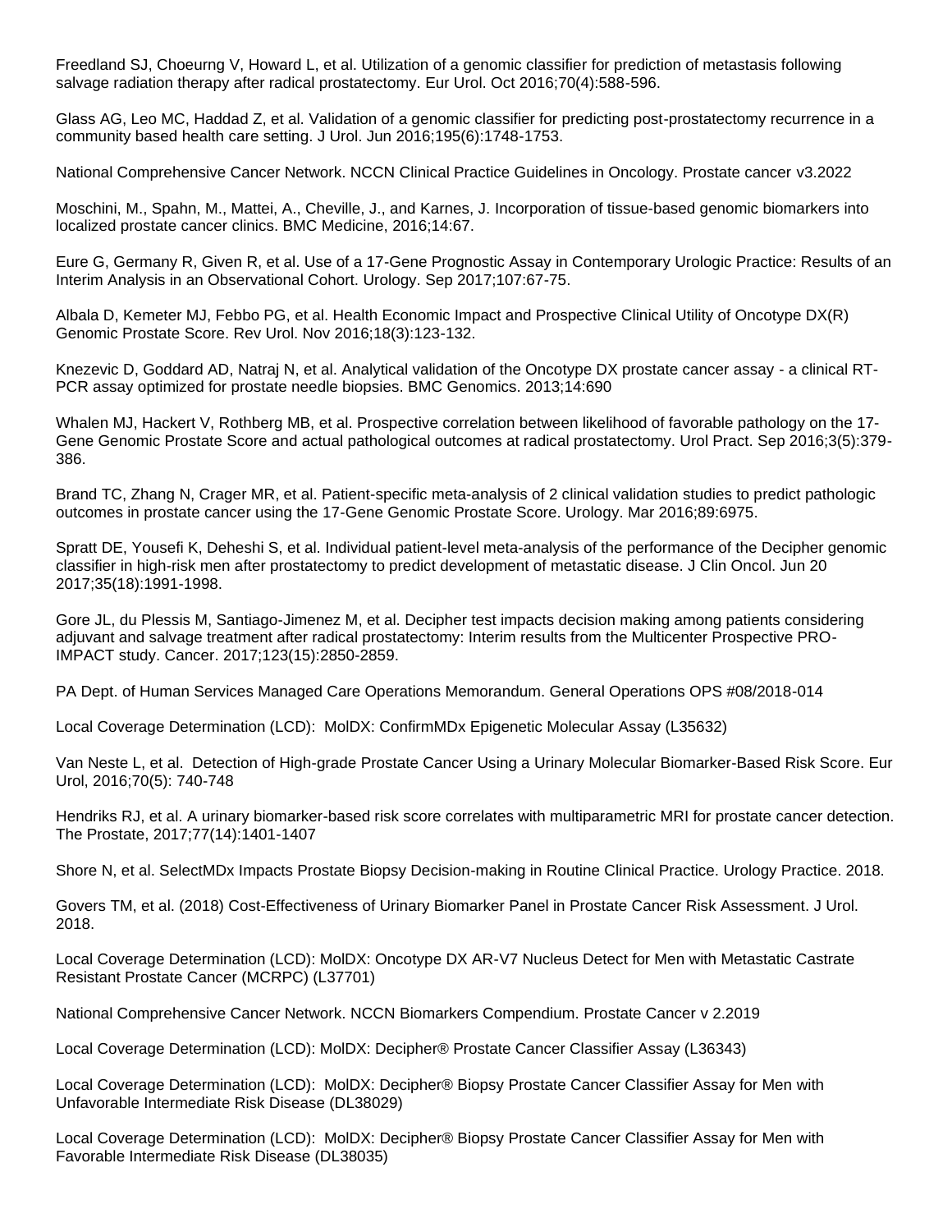Freedland SJ, Choeurng V, Howard L, et al. Utilization of a genomic classifier for prediction of metastasis following salvage radiation therapy after radical prostatectomy. Eur Urol. Oct 2016;70(4):588-596.

Glass AG, Leo MC, Haddad Z, et al. Validation of a genomic classifier for predicting post-prostatectomy recurrence in a community based health care setting. J Urol. Jun 2016;195(6):1748-1753.

National Comprehensive Cancer Network. NCCN Clinical Practice Guidelines in Oncology. Prostate cancer v3.2022

Moschini, M., Spahn, M., Mattei, A., Cheville, J., and Karnes, J. Incorporation of tissue-based genomic biomarkers into localized prostate cancer clinics. BMC Medicine, 2016;14:67.

Eure G, Germany R, Given R, et al. Use of a 17-Gene Prognostic Assay in Contemporary Urologic Practice: Results of an Interim Analysis in an Observational Cohort. Urology. Sep 2017;107:67-75.

Albala D, Kemeter MJ, Febbo PG, et al. Health Economic Impact and Prospective Clinical Utility of Oncotype DX(R) Genomic Prostate Score. Rev Urol. Nov 2016;18(3):123-132.

Knezevic D, Goddard AD, Natraj N, et al. Analytical validation of the Oncotype DX prostate cancer assay - a clinical RT-PCR assay optimized for prostate needle biopsies. BMC Genomics. 2013;14:690

Whalen MJ, Hackert V, Rothberg MB, et al. Prospective correlation between likelihood of favorable pathology on the 17-Gene Genomic Prostate Score and actual pathological outcomes at radical prostatectomy. Urol Pract. Sep 2016;3(5):379-386.

Brand TC, Zhang N, Crager MR, et al. Patient-specific meta-analysis of 2 clinical validation studies to predict pathologic outcomes in prostate cancer using the 17-Gene Genomic Prostate Score. Urology. Mar 2016;89:6975.

Spratt DE, Yousefi K, Deheshi S, et al. Individual patient-level meta-analysis of the performance of the Decipher genomic classifier in high-risk men after prostatectomy to predict development of metastatic disease. J Clin Oncol. Jun 20 2017;35(18):1991-1998.

Gore JL, du Plessis M, Santiago-Jimenez M, et al. Decipher test impacts decision making among patients considering adjuvant and salvage treatment after radical prostatectomy: Interim results from the Multicenter Prospective PRO-IMPACT study. Cancer. 2017;123(15):2850-2859.

PA Dept. of Human Services Managed Care Operations Memorandum. General Operations OPS #08/2018-014

Local Coverage Determination (LCD): MolDX: ConfirmMDx Epigenetic Molecular Assay (L35632)

Van Neste L, et al. Detection of High-grade Prostate Cancer Using a Urinary Molecular Biomarker-Based Risk Score. Eur Urol, 2016;70(5): 740-748

Hendriks RJ, et al. A urinary biomarker-based risk score correlates with multiparametric MRI for prostate cancer detection. The Prostate, 2017;77(14):1401-1407

Shore N, et al. SelectMDx Impacts Prostate Biopsy Decision-making in Routine Clinical Practice. Urology Practice. 2018.

Govers TM, et al. (2018) Cost-Effectiveness of Urinary Biomarker Panel in Prostate Cancer Risk Assessment. J Urol. 2018.

Local Coverage Determination (LCD): MolDX: Oncotype DX AR-V7 Nucleus Detect for Men with Metastatic Castrate Resistant Prostate Cancer (MCRPC) (L37701)

National Comprehensive Cancer Network. NCCN Biomarkers Compendium. Prostate Cancer v 2.2019

Local Coverage Determination (LCD): MolDX: Decipher® Prostate Cancer Classifier Assay (L36343)

Local Coverage Determination (LCD): MolDX: Decipher® Biopsy Prostate Cancer Classifier Assay for Men with Unfavorable Intermediate Risk Disease (DL38029)

Local Coverage Determination (LCD): MolDX: Decipher® Biopsy Prostate Cancer Classifier Assay for Men with Favorable Intermediate Risk Disease (DL38035)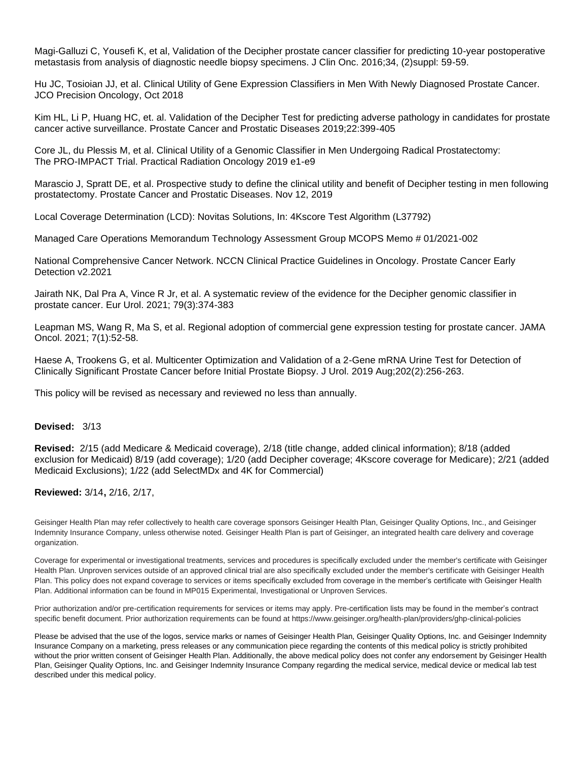Magi-Galluzi C, Yousefi K, et al, Validation of the Decipher prostate cancer classifier for predicting 10-year postoperative metastasis from analysis of diagnostic needle biopsy specimens. J Clin Onc. 2016;34, (2)suppl: 59-59.

Hu JC, Tosioian JJ, et al. Clinical Utility of Gene Expression Classifiers in Men With Newly Diagnosed Prostate Cancer. JCO Precision Oncology, Oct 2018

Kim HL, Li P, Huang HC, et. al. Validation of the Decipher Test for predicting adverse pathology in candidates for prostate cancer active surveillance. Prostate Cancer and Prostatic Diseases 2019;22:399-405

Core JL, du Plessis M, et al. Clinical Utility of a Genomic Classifier in Men Undergoing Radical Prostatectomy: The PRO-IMPACT Trial. Practical Radiation Oncology 2019 e1-e9

Marascio J, Spratt DE, et al. Prospective study to define the clinical utility and benefit of Decipher testing in men following prostatectomy. Prostate Cancer and Prostatic Diseases. Nov 12, 2019

Local Coverage Determination (LCD): Novitas Solutions, In: 4Kscore Test Algorithm (L37792)

Managed Care Operations Memorandum Technology Assessment Group MCOPS Memo # 01/2021-002

National Comprehensive Cancer Network. NCCN Clinical Practice Guidelines in Oncology. Prostate Cancer Early Detection v2.2021

Jairath NK, Dal Pra A, Vince R Jr, et al. A systematic review of the evidence for the Decipher genomic classifier in prostate cancer. Eur Urol. 2021; 79(3):374-383

Leapman MS, Wang R, Ma S, et al. Regional adoption of commercial gene expression testing for prostate cancer. JAMA Oncol. 2021; 7(1):52-58.

Haese A, Trookens G, et al. Multicenter Optimization and Validation of a 2-Gene mRNA Urine Test for Detection of Clinically Significant Prostate Cancer before Initial Prostate Biopsy. J Urol. 2019 Aug;202(2):256-263.

This policy will be revised as necessary and reviewed no less than annually.

**Devised:** 3/13

**Revised:** 2/15 (add Medicare & Medicaid coverage), 2/18 (title change, added clinical information); 8/18 (added exclusion for Medicaid) 8/19 (add coverage); 1/20 (add Decipher coverage; 4Kscore coverage for Medicare); 2/21 (added Medicaid Exclusions); 1/22 (add SelectMDx and 4K for Commercial)

**Reviewed:** 3/14**,** 2/16, 2/17,

Geisinger Health Plan may refer collectively to health care coverage sponsors Geisinger Health Plan, Geisinger Quality Options, Inc., and Geisinger Indemnity Insurance Company, unless otherwise noted. Geisinger Health Plan is part of Geisinger, an integrated health care delivery and coverage organization.

Coverage for experimental or investigational treatments, services and procedures is specifically excluded under the member's certificate with Geisinger Health Plan. Unproven services outside of an approved clinical trial are also specifically excluded under the member's certificate with Geisinger Health Plan. This policy does not expand coverage to services or items specifically excluded from coverage in the member's certificate with Geisinger Health Plan. Additional information can be found in MP015 Experimental, Investigational or Unproven Services.

Prior authorization and/or pre-certification requirements for services or items may apply. Pre-certification lists may be found in the member's contract specific benefit document. Prior authorization requirements can be found at https://www.geisinger.org/health-plan/providers/ghp-clinical-policies

Please be advised that the use of the logos, service marks or names of Geisinger Health Plan, Geisinger Quality Options, Inc. and Geisinger Indemnity Insurance Company on a marketing, press releases or any communication piece regarding the contents of this medical policy is strictly prohibited without the prior written consent of Geisinger Health Plan. Additionally, the above medical policy does not confer any endorsement by Geisinger Health Plan, Geisinger Quality Options, Inc. and Geisinger Indemnity Insurance Company regarding the medical service, medical device or medical lab test described under this medical policy.